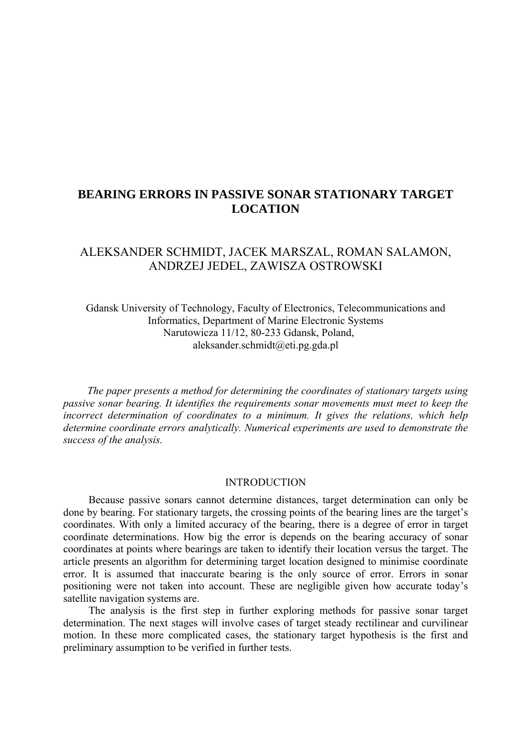# BEARING ERRORS IN PASSIVE SONAR STATIONARY TARGET LOCATION

ALEKSANDER SCHMIDT, JACEK MARSZAL, ROMAN SALAMON, ANDRZEJ JEDEL, ZAWISZA OSTROWSKI

Gdansk University of Technology, Faculty of Electronics, Telecommunications and Informatics, Department of Marine Electronic Systems
Narutowicza 11/12, 80-233 Gdansk, Poland,
aleksander.schmidt@eti.pg.gda.pl

*The paper presents a method for determining the coordinates of stationary targets using passive sonar bearing. It identifies the requirements sonar movements must meet to keep the incorrect determination of coordinates to a minimum. It gives the relations, which help determine coordinate errors analytically. Numerical experiments are used to demonstrate the success of the analysis.*

## INTRODUCTION

Because passive sonars cannot determine distances, target determination can only be done by bearing. For stationary targets, the crossing points of the bearing lines are the target's coordinates. With only a limited accuracy of the bearing, there is a degree of error in target coordinate determinations. How big the error is depends on the bearing accuracy of sonar coordinates at points where bearings are taken to identify their location versus the target. The article presents an algorithm for determining target location designed to minimise coordinate error. It is assumed that inaccurate bearing is the only source of error. Errors in sonar positioning were not taken into account. These are negligible given how accurate today's satellite navigation systems are.

The analysis is the first step in further exploring methods for passive sonar target determination. The next stages will involve cases of target steady rectilinear and curvilinear motion. In these more complicated cases, the stationary target hypothesis is the first and preliminary assumption to be verified in further tests.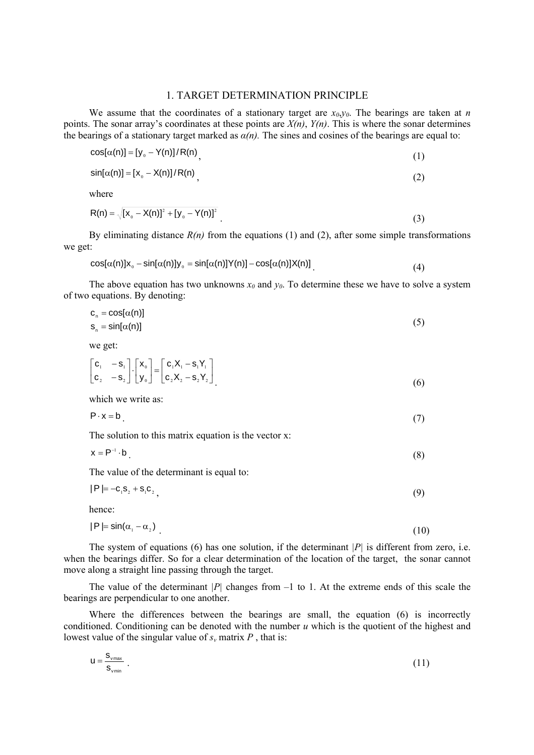## 1. TARGET DETERMINATION PRINCIPLE

We assume that the coordinates of a stationary target are $x_0$,$y_0$. The bearings are taken at $n$ points. The sonar array's coordinates at these points are $X(n)$, $Y(n)$. This is where the sonar determines the bearings of a stationary target marked as $\alpha(n)$. The sines and cosines of the bearings are equal to:

$$\cos[\alpha(n)] = [y_0 - Y(n)]/R(n), \tag{1}$$

$$\sin[\alpha(n)] = [x_0 - X(n)]/R(n), \tag{2}$$

where

$$R(n) = \sqrt{[x_0 - X(n)]^2 + [y_0 - Y(n)]^2}. \tag{3}$$

By eliminating distance $R(n)$ from the equations (1) and (2), after some simple transformations we get:

$$\cos[\alpha(n)]x_0 - \sin[\alpha(n)]y_0 = \sin[\alpha(n)]Y(n) - \cos[\alpha(n)]X(n). \tag{4}$$

The above equation has two unknowns $x_0$ and $y_0$. To determine these we have to solve a system of two equations. By denoting:

$$\begin{aligned} c_n &= \cos[\alpha(n)] \\ s_n &= \sin[\alpha(n)] \end{aligned} \tag{5}$$

we get:

$$\begin{bmatrix} c_1 & -s_1 \\ c_2 & -s_2 \end{bmatrix} \cdot \begin{bmatrix} x_0 \\ y_0 \end{bmatrix} = \begin{bmatrix} c_1 X_1 - s_1 Y_1 \\ c_2 X_2 - s_2 Y_2 \end{bmatrix}. \tag{6}$$

which we write as:

$$P \cdot x = b. \tag{7}$$

The solution to this matrix equation is the vector x:

$$x = P^{-1} \cdot b. \tag{8}$$

The value of the determinant is equal to:

$$|P| = -c_1 s_2 + s_1 c_2, \tag{9}$$

hence:

$$|P| = \sin(\alpha_1 - \alpha_2). \tag{10}$$

The system of equations (6) has one solution, if the determinant $|P|$ is different from zero, i.e. when the bearings differ. So for a clear determination of the location of the target, the sonar cannot move along a straight line passing through the target.

The value of the determinant $|P|$ changes from –1 to 1. At the extreme ends of this scale the bearings are perpendicular to one another.

Where the differences between the bearings are small, the equation (6) is incorrectly conditioned. Conditioning can be denoted with the number $u$ which is the quotient of the highest and lowest value of the singular value of $s_v$ matrix $P$, that is:

$$u = \frac{s_{v\max}}{s_{v\min}}. \tag{11}$$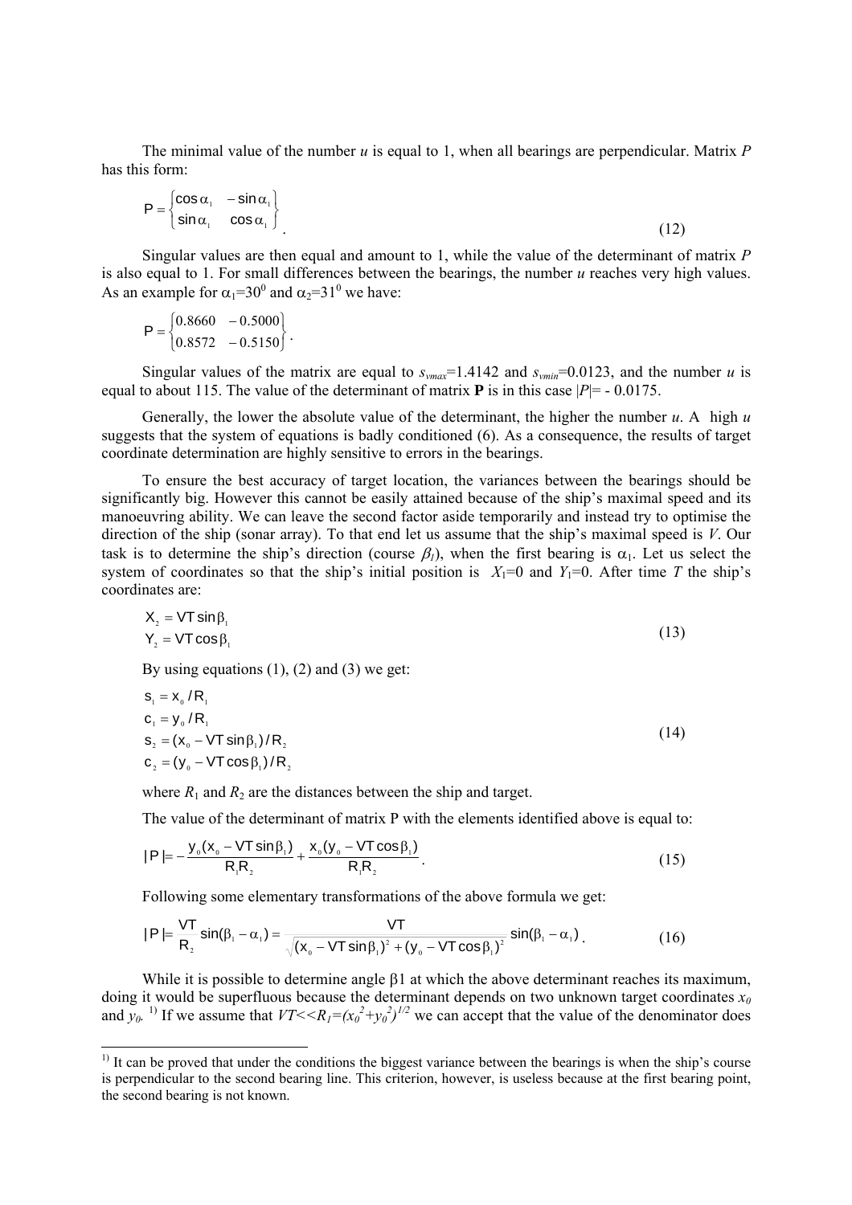The minimal value of the number $u$ is equal to 1, when all bearings are perpendicular. Matrix $P$ has this form:

$$P = \begin{Bmatrix} \cos\alpha_1 & -\sin\alpha_1 \\ \sin\alpha_1 & \cos\alpha_1 \end{Bmatrix} . \tag{12}$$

Singular values are then equal and amount to 1, while the value of the determinant of matrix $P$ is also equal to 1. For small differences between the bearings, the number $u$ reaches very high values. As an example for $\alpha_1=30^0$ and $\alpha_2=31^0$ we have:

$$P = \begin{Bmatrix} 0.8660 & -0.5000 \\ 0.8572 & -0.5150 \end{Bmatrix} .$$

Singular values of the matrix are equal to $s_{vmax}$=1.4142 and $s_{vmin}$=0.0123, and the number $u$ is equal to about 115. The value of the determinant of matrix **P** is in this case $|P|$= - 0.0175.

Generally, the lower the absolute value of the determinant, the higher the number $u$. A high $u$ suggests that the system of equations is badly conditioned (6). As a consequence, the results of target coordinate determination are highly sensitive to errors in the bearings.

To ensure the best accuracy of target location, the variances between the bearings should be significantly big. However this cannot be easily attained because of the ship's maximal speed and its manoeuvring ability. We can leave the second factor aside temporarily and instead try to optimise the direction of the ship (sonar array). To that end let us assume that the ship's maximal speed is $V$. Our task is to determine the ship's direction (course $\beta_1$), when the first bearing is $\alpha_1$. Let us select the system of coordinates so that the ship's initial position is $X_1=0$ and $Y_1=0$. After time $T$ the ship's coordinates are:

$$\begin{aligned} X_2 &= VT\sin\beta_1 \\ Y_2 &= VT\cos\beta_1 \end{aligned} \tag{13}$$

By using equations (1), (2) and (3) we get:

$$\begin{aligned} s_1 &= x_0 / R_1 \\ c_1 &= y_0 / R_1 \\ s_2 &= (x_0 - VT\sin\beta_1)/R_2 \\ c_2 &= (y_0 - VT\cos\beta_1)/R_2 \end{aligned} \tag{14}$$

where $R_1$ and $R_2$ are the distances between the ship and target.

The value of the determinant of matrix P with the elements identified above is equal to:

$$|P| = -\frac{y_0(x_0 - VT\sin\beta_1)}{R_1R_2} + \frac{x_0(y_0 - VT\cos\beta_1)}{R_1R_2} . \tag{15}$$

Following some elementary transformations of the above formula we get:

$$|P| = \frac{VT}{R_2}\sin(\beta_1 - \alpha_1) = \frac{VT}{\sqrt{(x_0 - VT\sin\beta_1)^2 + (y_0 - VT\cos\beta_1)^2}}\sin(\beta_1 - \alpha_1) . \tag{16}$$

While it is possible to determine angle β1 at which the above determinant reaches its maximum, doing it would be superfluous because the determinant depends on two unknown target coordinates $x_0$ and $y_0$. [1)] If we assume that $VT<<R_1=(x_0^2+y_0^2)^{1/2}$ we can accept that the value of the denominator does

---

[1)] It can be proved that under the conditions the biggest variance between the bearings is when the ship's course is perpendicular to the second bearing line. This criterion, however, is useless because at the first bearing point, the second bearing is not known.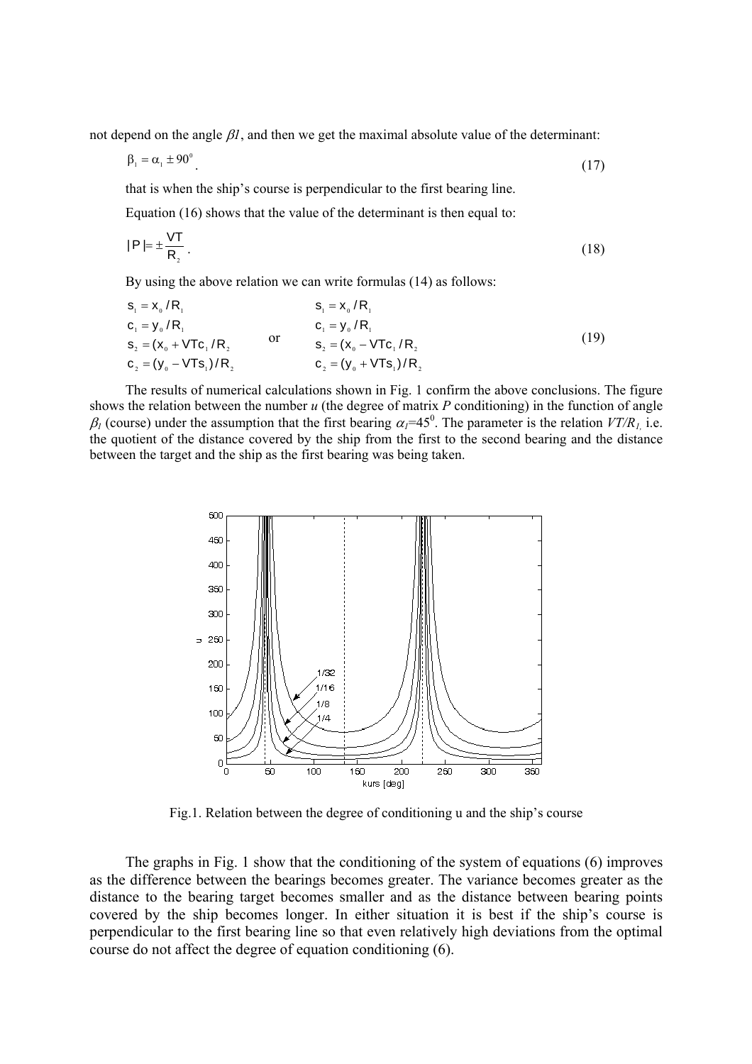not depend on the angle $\beta 1$, and then we get the maximal absolute value of the determinant:

$$\beta_1 = \alpha_1 \pm 90^0 . \tag{17}$$

that is when the ship's course is perpendicular to the first bearing line.

Equation (16) shows that the value of the determinant is then equal to:

$$| P | = \pm \frac{VT}{R_2} . \tag{18}$$

By using the above relation we can write formulas (14) as follows:

$$\begin{array}{lcl} s_1 = x_0 / R_1 & & s_1 = x_0 / R_1 \\ c_1 = y_0 / R_1 & \text{or} & c_1 = y_0 / R_1 \\ s_2 = (x_0 + VTc_1 / R_2 & & s_2 = (x_0 - VTc_1 / R_2 \\ c_2 = (y_0 - VTs_1) / R_2 & & c_2 = (y_0 + VTs_1) / R_2 \end{array} \tag{19}$$

The results of numerical calculations shown in Fig. 1 confirm the above conclusions. The figure shows the relation between the number *u* (the degree of matrix *P* conditioning) in the function of angle $\beta_1$ (course) under the assumption that the first bearing $\alpha_1$=45$^0$. The parameter is the relation $VT/R_1$, i.e. the quotient of the distance covered by the ship from the first to the second bearing and the distance between the target and the ship as the first bearing was being taken.

Fig.1. Relation between the degree of conditioning u and the ship's course

The graphs in Fig. 1 show that the conditioning of the system of equations (6) improves as the difference between the bearings becomes greater. The variance becomes greater as the distance to the bearing target becomes smaller and as the distance between bearing points covered by the ship becomes longer. In either situation it is best if the ship's course is perpendicular to the first bearing line so that even relatively high deviations from the optimal course do not affect the degree of equation conditioning (6).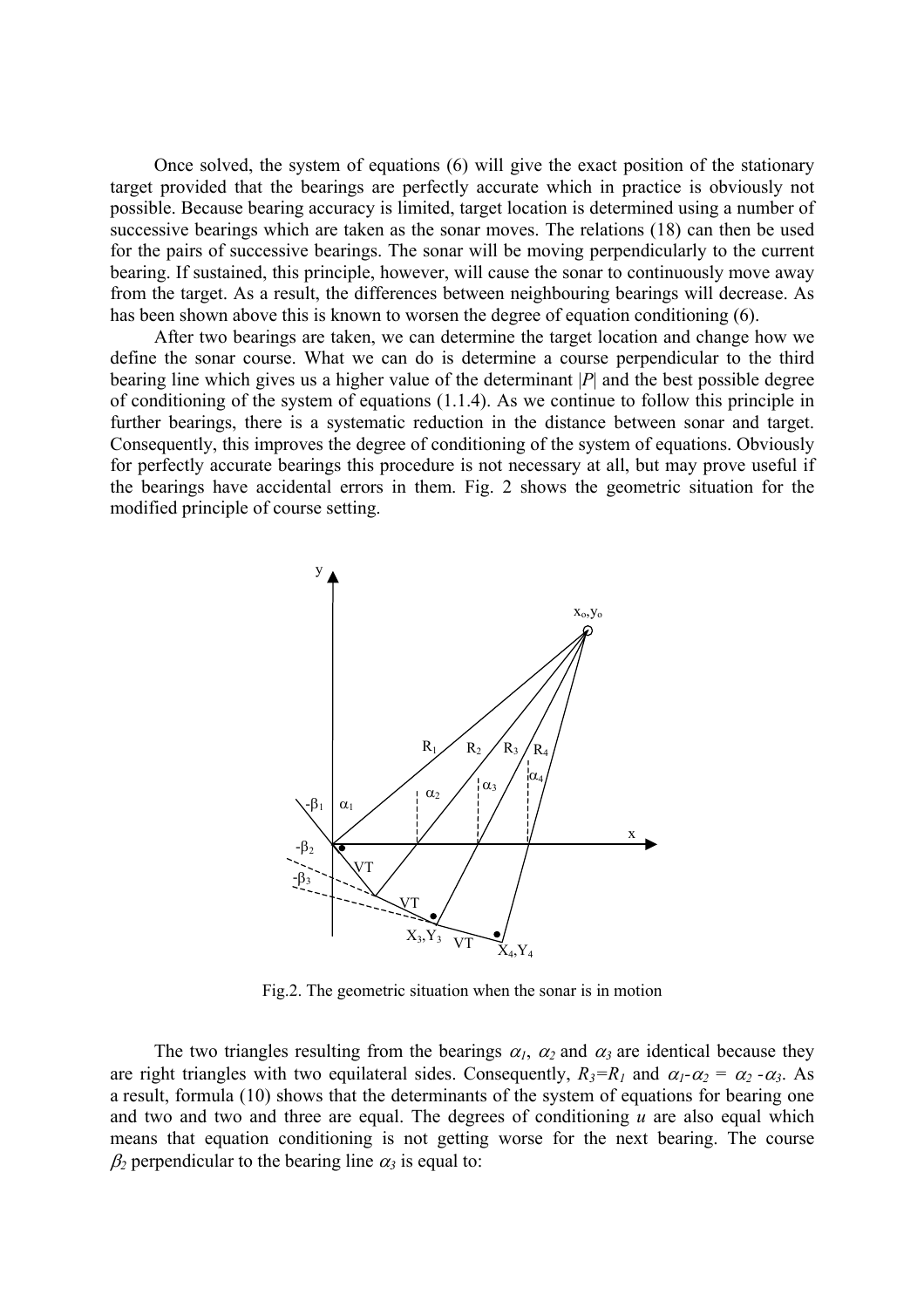Once solved, the system of equations (6) will give the exact position of the stationary target provided that the bearings are perfectly accurate which in practice is obviously not possible. Because bearing accuracy is limited, target location is determined using a number of successive bearings which are taken as the sonar moves. The relations (18) can then be used for the pairs of successive bearings. The sonar will be moving perpendicularly to the current bearing. If sustained, this principle, however, will cause the sonar to continuously move away from the target. As a result, the differences between neighbouring bearings will decrease. As has been shown above this is known to worsen the degree of equation conditioning (6).

After two bearings are taken, we can determine the target location and change how we define the sonar course. What we can do is determine a course perpendicular to the third bearing line which gives us a higher value of the determinant $|P|$ and the best possible degree of conditioning of the system of equations (1.1.4). As we continue to follow this principle in further bearings, there is a systematic reduction in the distance between sonar and target. Consequently, this improves the degree of conditioning of the system of equations. Obviously for perfectly accurate bearings this procedure is not necessary at all, but may prove useful if the bearings have accidental errors in them. Fig. 2 shows the geometric situation for the modified principle of course setting.

Fig.2. The geometric situation when the sonar is in motion

The two triangles resulting from the bearings $\alpha_1$, $\alpha_2$ and $\alpha_3$ are identical because they are right triangles with two equilateral sides. Consequently, $R_3=R_1$ and $\alpha_1$-$\alpha_2$ = $\alpha_2$ -$\alpha_3$. As a result, formula (10) shows that the determinants of the system of equations for bearing one and two and two and three are equal. The degrees of conditioning $u$ are also equal which means that equation conditioning is not getting worse for the next bearing. The course $\beta_2$ perpendicular to the bearing line $\alpha_3$ is equal to: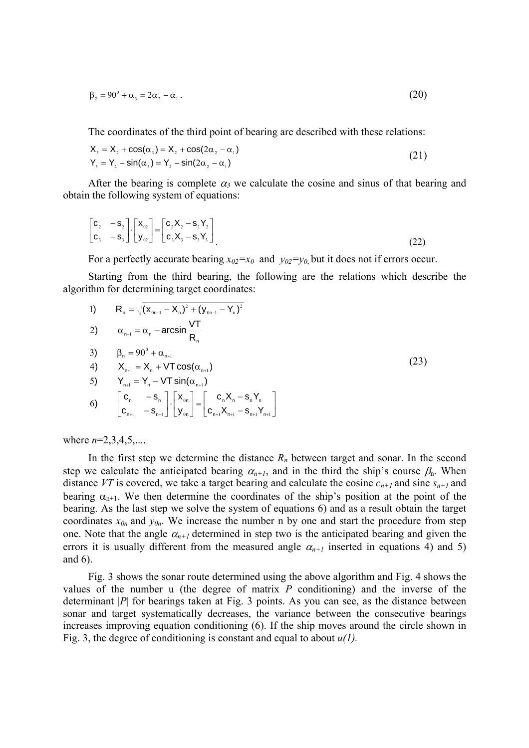$$\beta_2 = 90^0 + \alpha_3 = 2\alpha_2 - \alpha_1 \,. \tag{20}$$

The coordinates of the third point of bearing are described with these relations:

$$\begin{aligned} X_3 &= X_2 + \cos(\alpha_3) = X_2 + \cos(2\alpha_2 - \alpha_1) \\ Y_3 &= Y_2 - \sin(\alpha_3) = Y_2 - \sin(2\alpha_2 - \alpha_1) \end{aligned} \tag{21}$$

After the bearing is complete $\alpha_3$ we calculate the cosine and sinus of that bearing and obtain the following system of equations:

$$\begin{bmatrix} c_2 & -s_2 \\ c_3 & -s_3 \end{bmatrix} \cdot \begin{bmatrix} x_{02} \\ y_{02} \end{bmatrix} = \begin{bmatrix} c_2 X_2 - s_2 Y_2 \\ c_3 X_3 - s_3 Y_3 \end{bmatrix} . \tag{22}$$

For a perfectly accurate bearing $x_{02}=x_0$ and $y_{02}=y_0$, but it does not if errors occur.

Starting from the third bearing, the following are the relations which describe the algorithm for determining target coordinates:

$$\begin{aligned}
&1) \quad R_n = \sqrt{(x_{0n-1} - X_n)^2 + (y_{0n-1} - Y_n)^2} \\
&2) \quad \alpha_{n+1} = \alpha_n - \arcsin \frac{VT}{R_n} \\
&3) \quad \beta_n = 90^0 + \alpha_{n+1} \\
&4) \quad X_{n+1} = X_n + VT\cos(\alpha_{n+1}) \\
&5) \quad Y_{n+1} = Y_n - VT\sin(\alpha_{n+1}) \\
&6) \quad \begin{bmatrix} c_n & -s_n \\ c_{n+1} & -s_{n+1} \end{bmatrix} \cdot \begin{bmatrix} x_{0n} \\ y_{0n} \end{bmatrix} = \begin{bmatrix} c_n X_n - s_n Y_n \\ c_{n+1} X_{n+1} - s_{n+1} Y_{n+1} \end{bmatrix}
\end{aligned} \tag{23}$$

where $n$=2,3,4,5,....

In the first step we determine the distance $R_n$ between target and sonar. In the second step we calculate the anticipated bearing $\alpha_{n+1}$, and in the third the ship's course $\beta_n$. When distance $VT$ is covered, we take a target bearing and calculate the cosine $c_{n+1}$ and sine $s_{n+1}$ and bearing $\alpha_{n+1}$. We then determine the coordinates of the ship's position at the point of the bearing. As the last step we solve the system of equations 6) and as a result obtain the target coordinates $x_{0n}$ and $y_{0n}$. We increase the number n by one and start the procedure from step one. Note that the angle $\alpha_{n+1}$ determined in step two is the anticipated bearing and given the errors it is usually different from the measured angle $\alpha_{n+1}$ inserted in equations 4) and 5) and 6).

Fig. 3 shows the sonar route determined using the above algorithm and Fig. 4 shows the values of the number u (the degree of matrix $P$ conditioning) and the inverse of the determinant $|P|$ for bearings taken at Fig. 3 points. As you can see, as the distance between sonar and target systematically decreases, the variance between the consecutive bearings increases improving equation conditioning (6). If the ship moves around the circle shown in Fig. 3, the degree of conditioning is constant and equal to about *u(1).*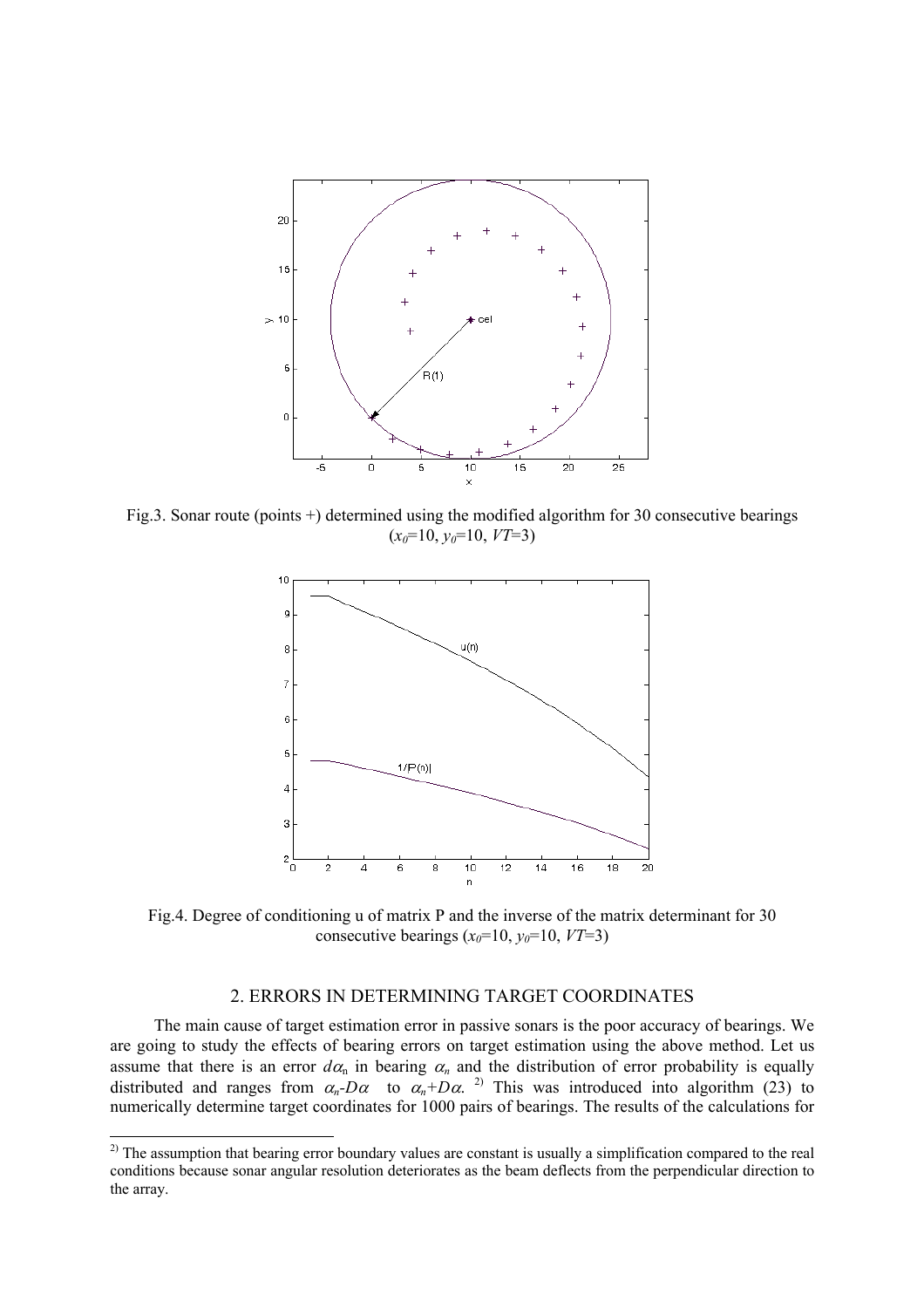Fig.3. Sonar route (points +) determined using the modified algorithm for 30 consecutive bearings ($x_0$=10, $y_0$=10, $VT$=3)

Fig.4. Degree of conditioning u of matrix P and the inverse of the matrix determinant for 30 consecutive bearings ($x_0$=10, $y_0$=10, $VT$=3)

## 2. ERRORS IN DETERMINING TARGET COORDINATES

The main cause of target estimation error in passive sonars is the poor accuracy of bearings. We are going to study the effects of bearing errors on target estimation using the above method. Let us assume that there is an error $d\alpha_n$ in bearing $\alpha_n$ and the distribution of error probability is equally distributed and ranges from $\alpha_n$-$D\alpha$ to $\alpha_n$+$D\alpha$. [2)] This was introduced into algorithm (23) to numerically determine target coordinates for 1000 pairs of bearings. The results of the calculations for

[2)] The assumption that bearing error boundary values are constant is usually a simplification compared to the real conditions because sonar angular resolution deteriorates as the beam deflects from the perpendicular direction to the array.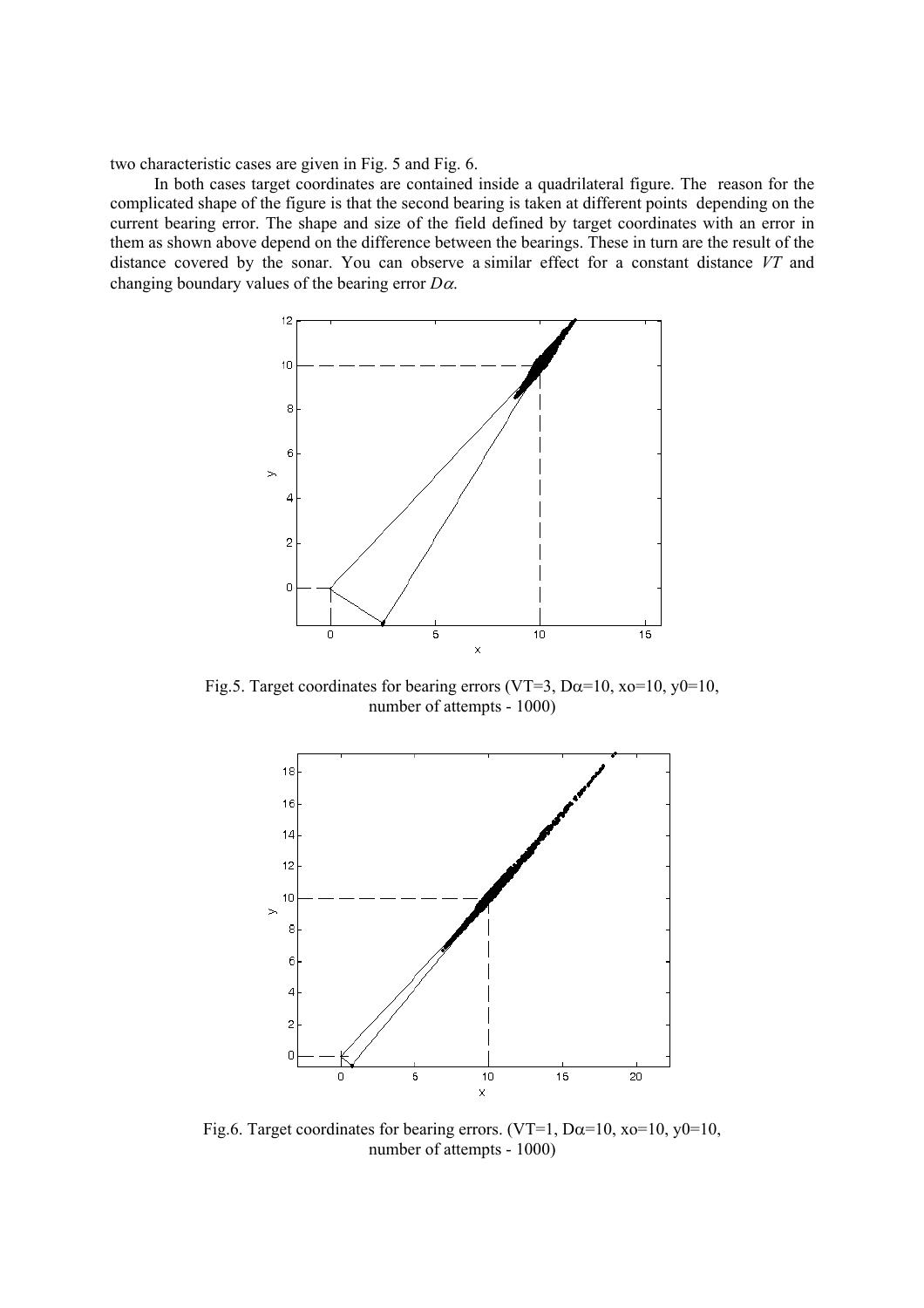two characteristic cases are given in Fig. 5 and Fig. 6.

In both cases target coordinates are contained inside a quadrilateral figure. The reason for the complicated shape of the figure is that the second bearing is taken at different points depending on the current bearing error. The shape and size of the field defined by target coordinates with an error in them as shown above depend on the difference between the bearings. These in turn are the result of the distance covered by the sonar. You can observe a similar effect for a constant distance *VT* and changing boundary values of the bearing error $D\alpha$.

Fig.5. Target coordinates for bearing errors (VT=3, $D\alpha$=10, xo=10, y0=10, number of attempts - 1000)

Fig.6. Target coordinates for bearing errors. (VT=1, $D\alpha$=10, xo=10, y0=10, number of attempts - 1000)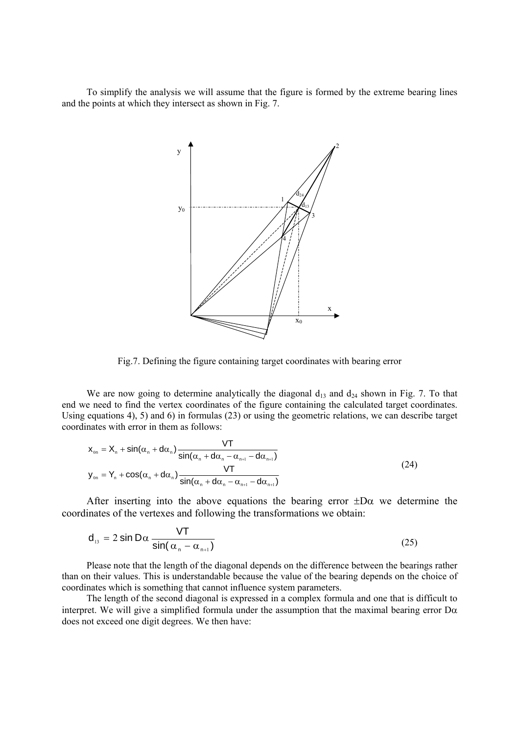To simplify the analysis we will assume that the figure is formed by the extreme bearing lines and the points at which they intersect as shown in Fig. 7.

Fig.7. Defining the figure containing target coordinates with bearing error

We are now going to determine analytically the diagonal $d_{13}$ and $d_{24}$ shown in Fig. 7. To that end we need to find the vertex coordinates of the figure containing the calculated target coordinates. Using equations 4), 5) and 6) in formulas (23) or using the geometric relations, we can describe target coordinates with error in them as follows:

$$
\begin{aligned}
x_{0n} &= X_n + \sin(\alpha_n + d\alpha_n)\frac{VT}{\sin(\alpha_n + d\alpha_n - \alpha_{n+1} - d\alpha_{n+1})} \\
y_{0n} &= Y_n + \cos(\alpha_n + d\alpha_n)\frac{VT}{\sin(\alpha_n + d\alpha_n - \alpha_{n+1} - d\alpha_{n+1})}
\end{aligned}
\tag{24}
$$

After inserting into the above equations the bearing error $\pm D\alpha$ we determine the coordinates of the vertexes and following the transformations we obtain:

$$
d_{13} = 2\sin D\alpha \frac{VT}{\sin(\alpha_n - \alpha_{n+1})} \tag{25}
$$

Please note that the length of the diagonal depends on the difference between the bearings rather than on their values. This is understandable because the value of the bearing depends on the choice of coordinates which is something that cannot influence system parameters.

The length of the second diagonal is expressed in a complex formula and one that is difficult to interpret. We will give a simplified formula under the assumption that the maximal bearing error $D\alpha$ does not exceed one digit degrees. We then have: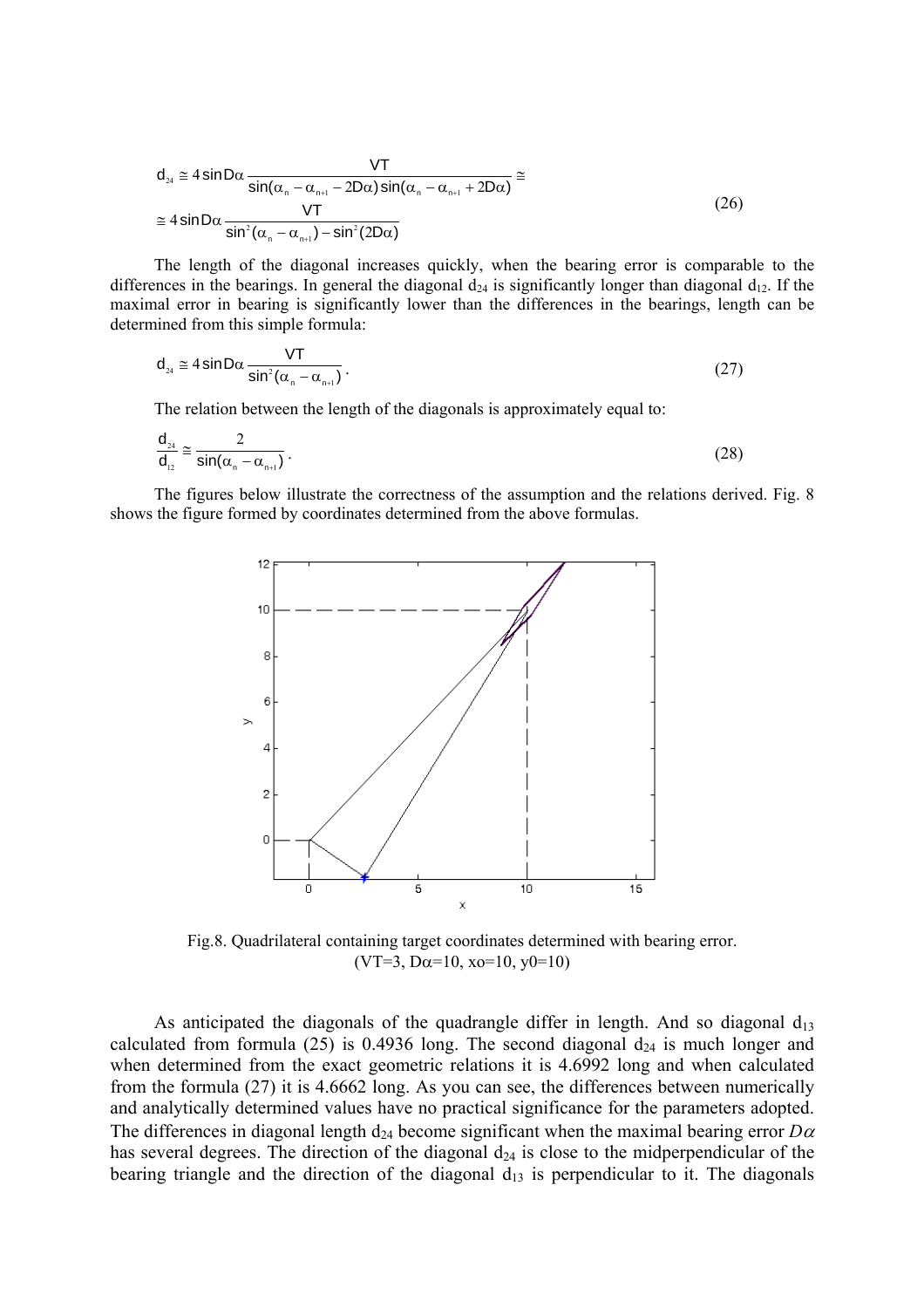$$d_{24} \cong 4\sin D\alpha \frac{VT}{\sin(\alpha_n - \alpha_{n+1} - 2D\alpha)\sin(\alpha_n - \alpha_{n+1} + 2D\alpha)} \cong$$
$$\cong 4\sin D\alpha \frac{VT}{\sin^2(\alpha_n - \alpha_{n+1}) - \sin^2(2D\alpha)} \tag{26}$$

The length of the diagonal increases quickly, when the bearing error is comparable to the differences in the bearings. In general the diagonal $d_{24}$ is significantly longer than diagonal $d_{12}$. If the maximal error in bearing is significantly lower than the differences in the bearings, length can be determined from this simple formula:

$$d_{24} \cong 4\sin D\alpha \frac{VT}{\sin^2(\alpha_n - \alpha_{n+1})}. \tag{27}$$

The relation between the length of the diagonals is approximately equal to:

$$\frac{d_{24}}{d_{12}} \cong \frac{2}{\sin(\alpha_n - \alpha_{n+1})}. \tag{28}$$

The figures below illustrate the correctness of the assumption and the relations derived. Fig. 8 shows the figure formed by coordinates determined from the above formulas.

Fig.8. Quadrilateral containing target coordinates determined with bearing error. (VT=3, Dα=10, xo=10, y0=10)

As anticipated the diagonals of the quadrangle differ in length. And so diagonal $d_{13}$ calculated from formula (25) is 0.4936 long. The second diagonal $d_{24}$ is much longer and when determined from the exact geometric relations it is 4.6992 long and when calculated from the formula (27) it is 4.6662 long. As you can see, the differences between numerically and analytically determined values have no practical significance for the parameters adopted. The differences in diagonal length $d_{24}$ become significant when the maximal bearing error $D\alpha$ has several degrees. The direction of the diagonal $d_{24}$ is close to the midperpendicular of the bearing triangle and the direction of the diagonal $d_{13}$ is perpendicular to it. The diagonals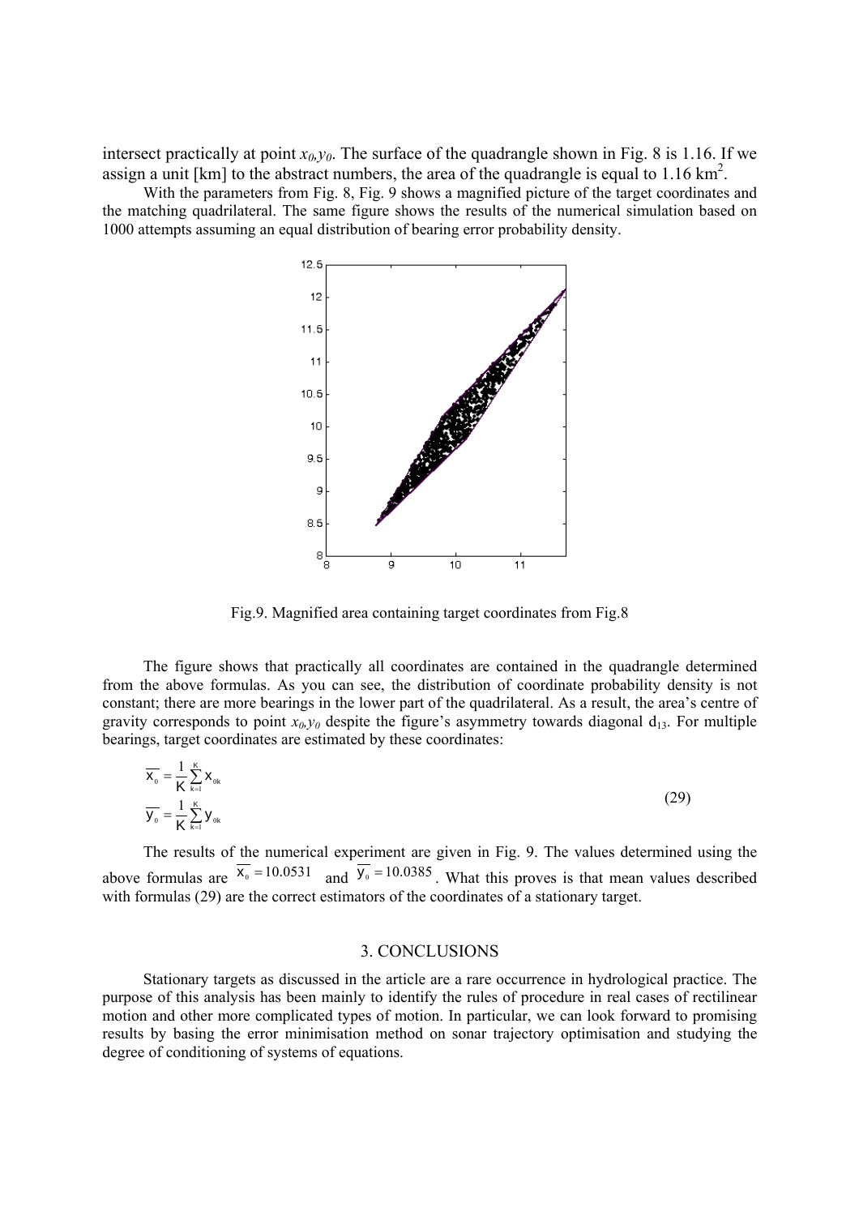intersect practically at point $x_0, y_0$. The surface of the quadrangle shown in Fig. 8 is 1.16. If we assign a unit [km] to the abstract numbers, the area of the quadrangle is equal to 1.16 $km^2$.

With the parameters from Fig. 8, Fig. 9 shows a magnified picture of the target coordinates and the matching quadrilateral. The same figure shows the results of the numerical simulation based on 1000 attempts assuming an equal distribution of bearing error probability density.

Fig.9. Magnified area containing target coordinates from Fig.8

The figure shows that practically all coordinates are contained in the quadrangle determined from the above formulas. As you can see, the distribution of coordinate probability density is not constant; there are more bearings in the lower part of the quadrilateral. As a result, the area's centre of gravity corresponds to point $x_0, y_0$ despite the figure's asymmetry towards diagonal $d_{13}$. For multiple bearings, target coordinates are estimated by these coordinates:

$$\overline{x_0} = \frac{1}{K}\sum_{k=1}^{K} x_{0k}$$
$$\overline{y_0} = \frac{1}{K}\sum_{k=1}^{K} y_{0k} \tag{29}$$

The results of the numerical experiment are given in Fig. 9. The values determined using the above formulas are $\overline{x_0} = 10.0531$ and $\overline{y_0} = 10.0385$. What this proves is that mean values described with formulas (29) are the correct estimators of the coordinates of a stationary target.

## 3. CONCLUSIONS

Stationary targets as discussed in the article are a rare occurrence in hydrological practice. The purpose of this analysis has been mainly to identify the rules of procedure in real cases of rectilinear motion and other more complicated types of motion. In particular, we can look forward to promising results by basing the error minimisation method on sonar trajectory optimisation and studying the degree of conditioning of systems of equations.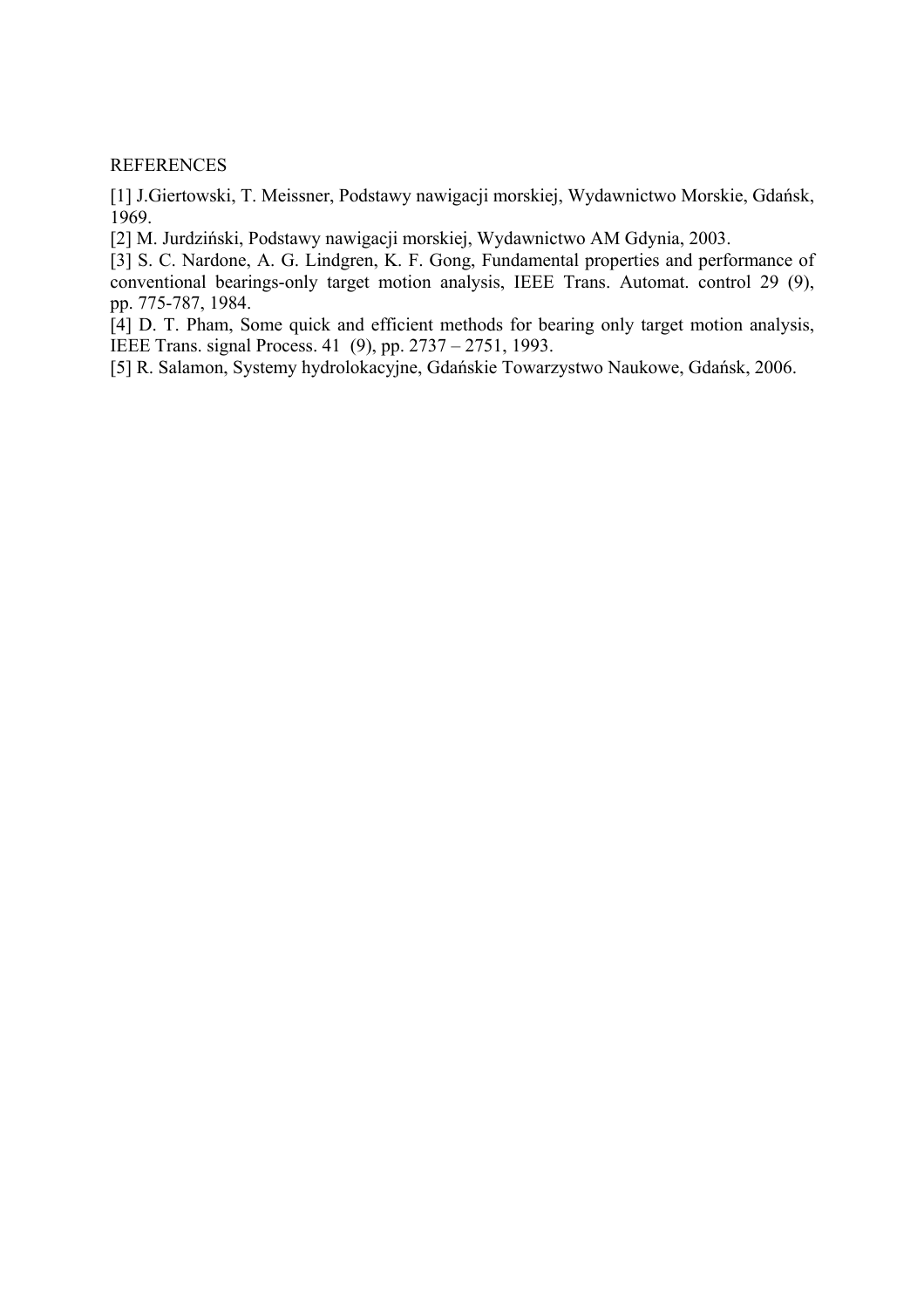REFERENCES

[1] J.Giertowski, T. Meissner, Podstawy nawigacji morskiej, Wydawnictwo Morskie, Gdańsk, 1969.

[2] M. Jurdziński, Podstawy nawigacji morskiej, Wydawnictwo AM Gdynia, 2003.

[3] S. C. Nardone, A. G. Lindgren, K. F. Gong, Fundamental properties and performance of conventional bearings-only target motion analysis, IEEE Trans. Automat. control 29 (9), pp. 775-787, 1984.

[4] D. T. Pham, Some quick and efficient methods for bearing only target motion analysis, IEEE Trans. signal Process. 41 (9), pp. 2737 – 2751, 1993.

[5] R. Salamon, Systemy hydrolokacyjne, Gdańskie Towarzystwo Naukowe, Gdańsk, 2006.